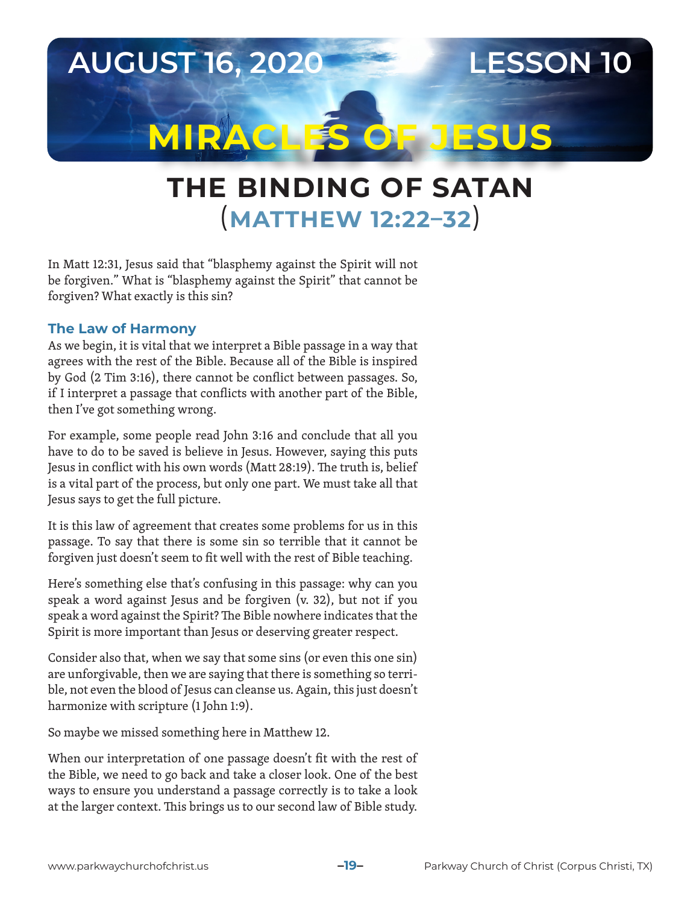AUGUST 16, 2020 LESSON 10

# MIRACLES OF JESUS

## THE BINDING OF SATAN (MATTHEW 12:22–32)

In Matt 12:31, Jesus said that "blasphemy against the Spirit will not be forgiven." What is "blasphemy against the Spirit" that cannot be forgiven? What exactly is this sin?

### The Law of Harmony

As we begin, it is vital that we interpret a Bible passage in a way that agrees with the rest of the Bible. Because all of the Bible is inspired by God (2 Tim 3:16), there cannot be conflict between passages. So, if I interpret a passage that conflicts with another part of the Bible, then I've got something wrong.

For example, some people read John 3:16 and conclude that all you have to do to be saved is believe in Jesus. However, saying this puts Jesus in conflict with his own words (Matt 28:19). The truth is, belief is a vital part of the process, but only one part. We must take all that Jesus says to get the full picture.

It is this law of agreement that creates some problems for us in this passage. To say that there is some sin so terrible that it cannot be forgiven just doesn't seem to fit well with the rest of Bible teaching.

Here's something else that's confusing in this passage: why can you speak a word against Jesus and be forgiven (v. 32), but not if you speak a word against the Spirit? The Bible nowhere indicates that the Spirit is more important than Jesus or deserving greater respect.

Consider also that, when we say that some sins (or even this one sin) are unforgivable, then we are saying that there is something so terrible, not even the blood of Jesus can cleanse us. Again, this just doesn't harmonize with scripture (1 John 1:9).

So maybe we missed something here in Matthew 12.

When our interpretation of one passage doesn't fit with the rest of the Bible, we need to go back and take a closer look. One of the best ways to ensure you understand a passage correctly is to take a look at the larger context. This brings us to our second law of Bible study.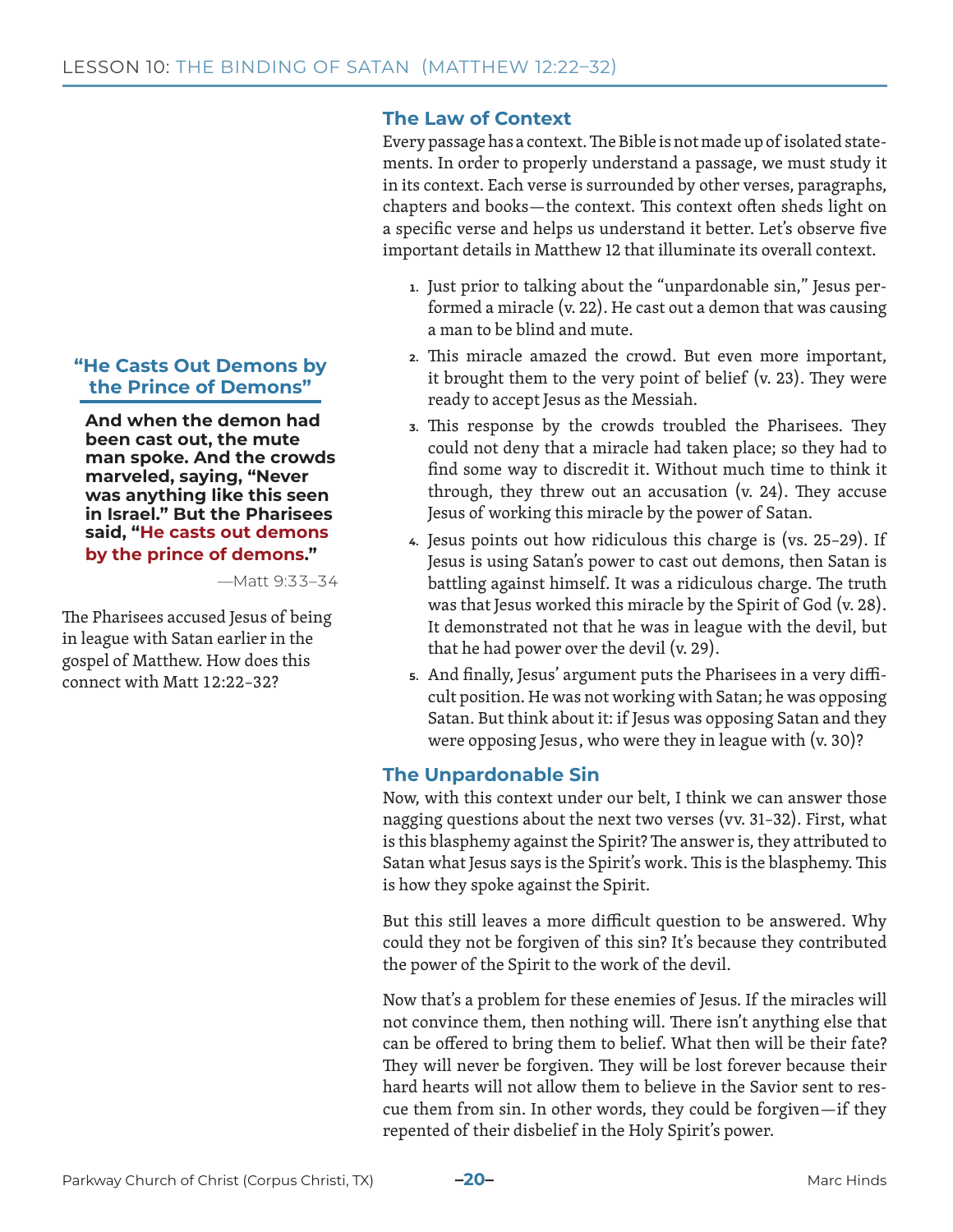## The Law of Context

Every passage has a context. The Bible is not made up of isolated statements. In order to properly understand a passage, we must study it in its context. Each verse is surrounded by other verses, paragraphs, chapters and books—the context. This context often sheds light on a specific verse and helps us understand it better. Let's observe five important details in Matthew 12 that illuminate its overall context.

1. Just prior to talking about the "unpardonable sin," Jesus performed a miracle (v. 22). He cast out a demon that was causing a man to be blind and mute.
2. This miracle amazed the crowd. But even more important, it brought them to the very point of belief (v. 23). They were ready to accept Jesus as the Messiah.
3. This response by the crowds troubled the Pharisees. They could not deny that a miracle had taken place; so they had to find some way to discredit it. Without much time to think it through, they threw out an accusation (v. 24). They accuse Jesus of working this miracle by the power of Satan.
4. Jesus points out how ridiculous this charge is (vs. 25–29). If Jesus is using Satan's power to cast out demons, then Satan is battling against himself. It was a ridiculous charge. The truth was that Jesus worked this miracle by the Spirit of God (v. 28). It demonstrated not that he was in league with the devil, but that he had power over the devil (v. 29).
5. And finally, Jesus' argument puts the Pharisees in a very difficult position. He was not working with Satan; he was opposing Satan. But think about it: if Jesus was opposing Satan and they were opposing Jesus, who were they in league with (v. 30)?

### "He Casts Out Demons by the Prince of Demons"

**And when the demon had been cast out, the mute man spoke. And the crowds marveled, saying, "Never was anything like this seen in Israel." But the Pharisees said, "He casts out demons by the prince of demons."**

—Matt 9:33–34

The Pharisees accused Jesus of being in league with Satan earlier in the gospel of Matthew. How does this connect with Matt 12:22–32?

## The Unpardonable Sin

Now, with this context under our belt, I think we can answer those nagging questions about the next two verses (vv. 31–32). First, what is this blasphemy against the Spirit? The answer is, they attributed to Satan what Jesus says is the Spirit's work. This is the blasphemy. This is how they spoke against the Spirit.

But this still leaves a more difficult question to be answered. Why could they not be forgiven of this sin? It's because they contributed the power of the Spirit to the work of the devil.

Now that's a problem for these enemies of Jesus. If the miracles will not convince them, then nothing will. There isn't anything else that can be offered to bring them to belief. What then will be their fate? They will never be forgiven. They will be lost forever because their hard hearts will not allow them to believe in the Savior sent to rescue them from sin. In other words, they could be forgiven—if they repented of their disbelief in the Holy Spirit's power.